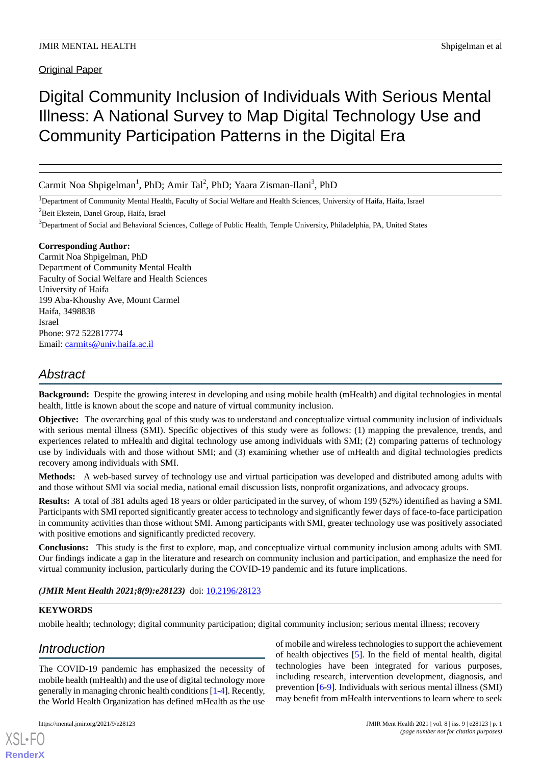Original Paper

# Digital Community Inclusion of Individuals With Serious Mental Illness: A National Survey to Map Digital Technology Use and Community Participation Patterns in the Digital Era

Carmit Noa Shpigelman[1], PhD; Amir Tal[2], PhD; Yaara Zisman-Ilani[3], PhD

[1]Department of Community Mental Health, Faculty of Social Welfare and Health Sciences, University of Haifa, Haifa, Israel

[2]Beit Ekstein, Danel Group, Haifa, Israel

[3]Department of Social and Behavioral Sciences, College of Public Health, Temple University, Philadelphia, PA, United States

**Corresponding Author:**
Carmit Noa Shpigelman, PhD
Department of Community Mental Health
Faculty of Social Welfare and Health Sciences
University of Haifa
199 Aba-Khoushy Ave, Mount Carmel
Haifa, 3498838
Israel
Phone: 972 522817774
Email: carmits@univ.haifa.ac.il

## Abstract

**Background:** Despite the growing interest in developing and using mobile health (mHealth) and digital technologies in mental health, little is known about the scope and nature of virtual community inclusion.

**Objective:** The overarching goal of this study was to understand and conceptualize virtual community inclusion of individuals with serious mental illness (SMI). Specific objectives of this study were as follows: (1) mapping the prevalence, trends, and experiences related to mHealth and digital technology use among individuals with SMI; (2) comparing patterns of technology use by individuals with and those without SMI; and (3) examining whether use of mHealth and digital technologies predicts recovery among individuals with SMI.

**Methods:** A web-based survey of technology use and virtual participation was developed and distributed among adults with and those without SMI via social media, national email discussion lists, nonprofit organizations, and advocacy groups.

**Results:** A total of 381 adults aged 18 years or older participated in the survey, of whom 199 (52%) identified as having a SMI. Participants with SMI reported significantly greater access to technology and significantly fewer days of face-to-face participation in community activities than those without SMI. Among participants with SMI, greater technology use was positively associated with positive emotions and significantly predicted recovery.

**Conclusions:** This study is the first to explore, map, and conceptualize virtual community inclusion among adults with SMI. Our findings indicate a gap in the literature and research on community inclusion and participation, and emphasize the need for virtual community inclusion, particularly during the COVID-19 pandemic and its future implications.

***(JMIR Ment Health 2021;8(9):e28123)*** doi: 10.2196/28123

**KEYWORDS**

mobile health; technology; digital community participation; digital community inclusion; serious mental illness; recovery

## Introduction

The COVID-19 pandemic has emphasized the necessity of mobile health (mHealth) and the use of digital technology more generally in managing chronic health conditions [1-4]. Recently, the World Health Organization has defined mHealth as the use of mobile and wireless technologies to support the achievement of health objectives [5]. In the field of mental health, digital technologies have been integrated for various purposes, including research, intervention development, diagnosis, and prevention [6-9]. Individuals with serious mental illness (SMI) may benefit from mHealth interventions to learn where to seek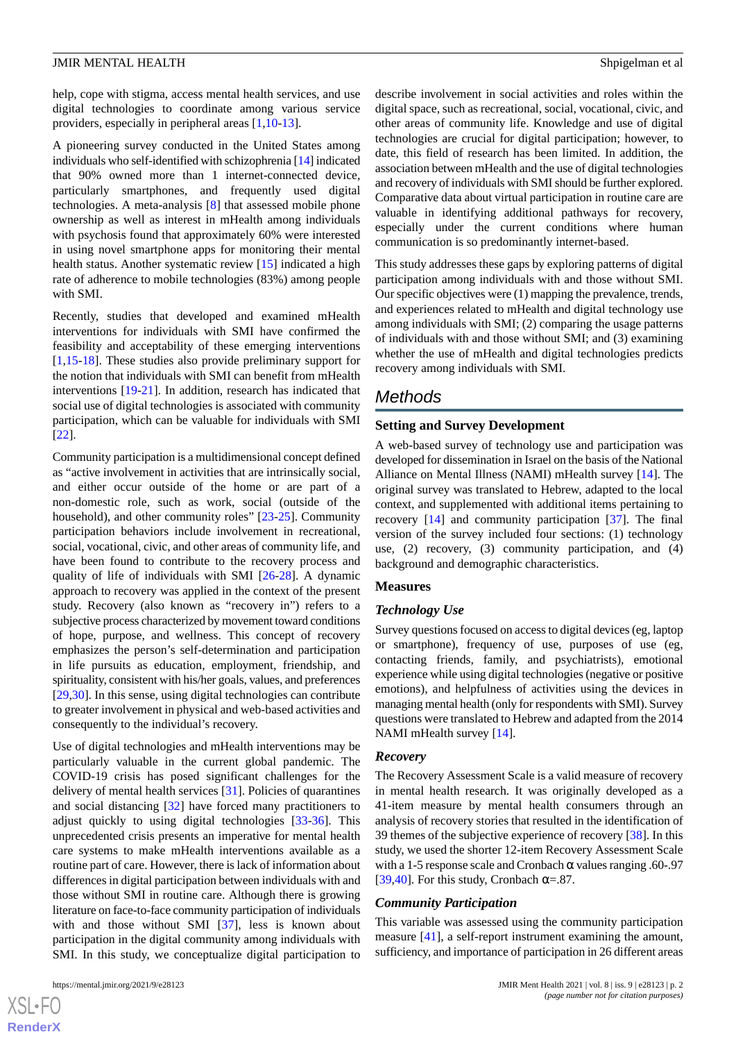help, cope with stigma, access mental health services, and use digital technologies to coordinate among various service providers, especially in peripheral areas [1,10-13].

A pioneering survey conducted in the United States among individuals who self-identified with schizophrenia [14] indicated that 90% owned more than 1 internet-connected device, particularly smartphones, and frequently used digital technologies. A meta-analysis [8] that assessed mobile phone ownership as well as interest in mHealth among individuals with psychosis found that approximately 60% were interested in using novel smartphone apps for monitoring their mental health status. Another systematic review [15] indicated a high rate of adherence to mobile technologies (83%) among people with SMI.

Recently, studies that developed and examined mHealth interventions for individuals with SMI have confirmed the feasibility and acceptability of these emerging interventions [1,15-18]. These studies also provide preliminary support for the notion that individuals with SMI can benefit from mHealth interventions [19-21]. In addition, research has indicated that social use of digital technologies is associated with community participation, which can be valuable for individuals with SMI [22].

Community participation is a multidimensional concept defined as "active involvement in activities that are intrinsically social, and either occur outside of the home or are part of a non-domestic role, such as work, social (outside of the household), and other community roles" [23-25]. Community participation behaviors include involvement in recreational, social, vocational, civic, and other areas of community life, and have been found to contribute to the recovery process and quality of life of individuals with SMI [26-28]. A dynamic approach to recovery was applied in the context of the present study. Recovery (also known as "recovery in") refers to a subjective process characterized by movement toward conditions of hope, purpose, and wellness. This concept of recovery emphasizes the person's self-determination and participation in life pursuits as education, employment, friendship, and spirituality, consistent with his/her goals, values, and preferences [29,30]. In this sense, using digital technologies can contribute to greater involvement in physical and web-based activities and consequently to the individual's recovery.

Use of digital technologies and mHealth interventions may be particularly valuable in the current global pandemic. The COVID-19 crisis has posed significant challenges for the delivery of mental health services [31]. Policies of quarantines and social distancing [32] have forced many practitioners to adjust quickly to using digital technologies [33-36]. This unprecedented crisis presents an imperative for mental health care systems to make mHealth interventions available as a routine part of care. However, there is lack of information about differences in digital participation between individuals with and those without SMI in routine care. Although there is growing literature on face-to-face community participation of individuals with and those without SMI [37], less is known about participation in the digital community among individuals with SMI. In this study, we conceptualize digital participation to describe involvement in social activities and roles within the digital space, such as recreational, social, vocational, civic, and other areas of community life. Knowledge and use of digital technologies are crucial for digital participation; however, to date, this field of research has been limited. In addition, the association between mHealth and the use of digital technologies and recovery of individuals with SMI should be further explored. Comparative data about virtual participation in routine care are valuable in identifying additional pathways for recovery, especially under the current conditions where human communication is so predominantly internet-based.

This study addresses these gaps by exploring patterns of digital participation among individuals with and those without SMI. Our specific objectives were (1) mapping the prevalence, trends, and experiences related to mHealth and digital technology use among individuals with SMI; (2) comparing the usage patterns of individuals with and those without SMI; and (3) examining whether the use of mHealth and digital technologies predicts recovery among individuals with SMI.

## Methods

### Setting and Survey Development

A web-based survey of technology use and participation was developed for dissemination in Israel on the basis of the National Alliance on Mental Illness (NAMI) mHealth survey [14]. The original survey was translated to Hebrew, adapted to the local context, and supplemented with additional items pertaining to recovery [14] and community participation [37]. The final version of the survey included four sections: (1) technology use, (2) recovery, (3) community participation, and (4) background and demographic characteristics.

### Measures

#### *Technology Use*

Survey questions focused on access to digital devices (eg, laptop or smartphone), frequency of use, purposes of use (eg, contacting friends, family, and psychiatrists), emotional experience while using digital technologies (negative or positive emotions), and helpfulness of activities using the devices in managing mental health (only for respondents with SMI). Survey questions were translated to Hebrew and adapted from the 2014 NAMI mHealth survey [14].

#### *Recovery*

The Recovery Assessment Scale is a valid measure of recovery in mental health research. It was originally developed as a 41-item measure by mental health consumers through an analysis of recovery stories that resulted in the identification of 39 themes of the subjective experience of recovery [38]. In this study, we used the shorter 12-item Recovery Assessment Scale with a 1-5 response scale and Cronbach α values ranging .60-.97 [39,40]. For this study, Cronbach α=.87.

#### *Community Participation*

This variable was assessed using the community participation measure [41], a self-report instrument examining the amount, sufficiency, and importance of participation in 26 different areas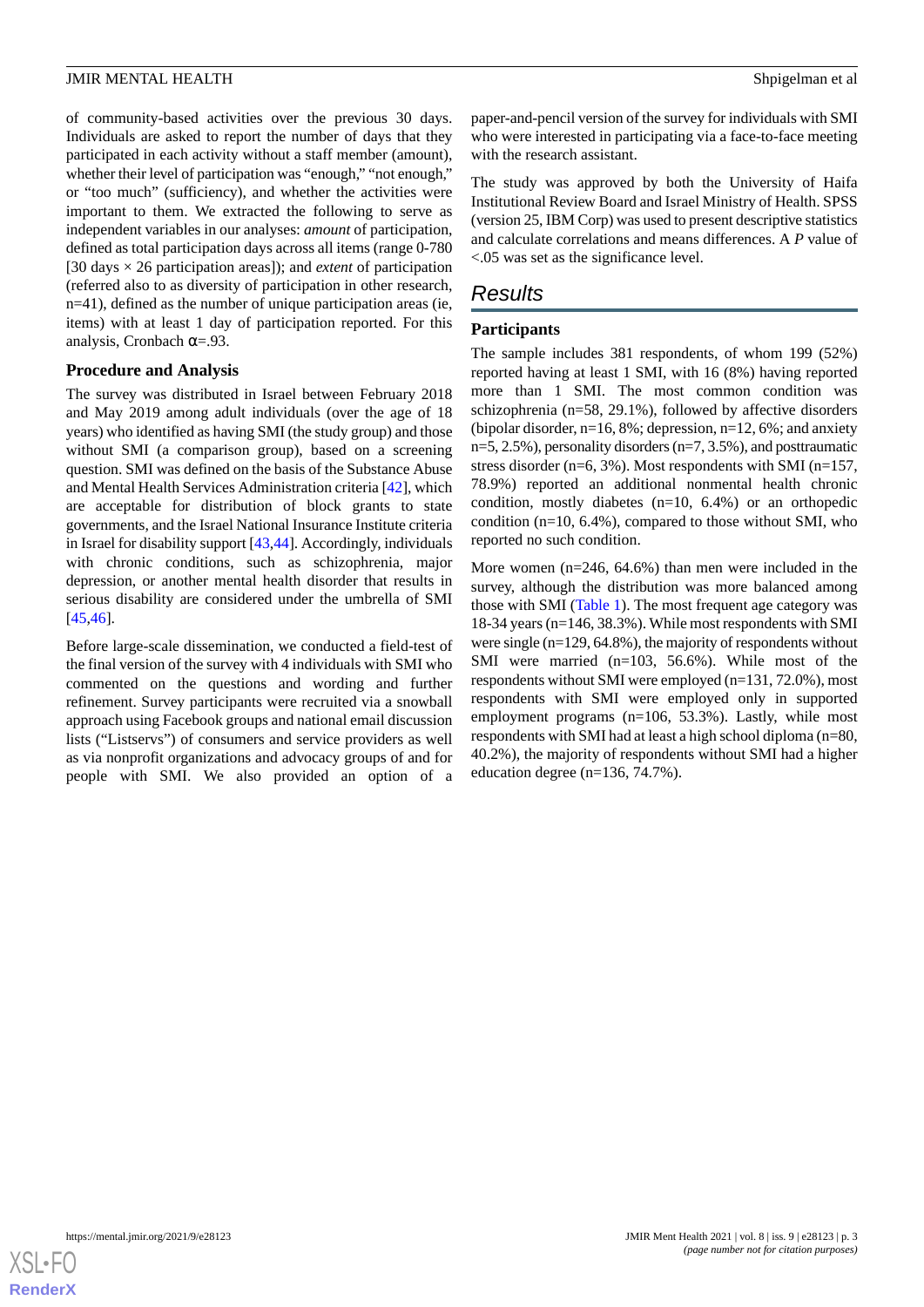of community-based activities over the previous 30 days. Individuals are asked to report the number of days that they participated in each activity without a staff member (amount), whether their level of participation was "enough," "not enough," or "too much" (sufficiency), and whether the activities were important to them. We extracted the following to serve as independent variables in our analyses: *amount* of participation, defined as total participation days across all items (range 0-780 [30 days × 26 participation areas]); and *extent* of participation (referred also to as diversity of participation in other research, n=41), defined as the number of unique participation areas (ie, items) with at least 1 day of participation reported. For this analysis, Cronbach α=.93.

### Procedure and Analysis

The survey was distributed in Israel between February 2018 and May 2019 among adult individuals (over the age of 18 years) who identified as having SMI (the study group) and those without SMI (a comparison group), based on a screening question. SMI was defined on the basis of the Substance Abuse and Mental Health Services Administration criteria [42], which are acceptable for distribution of block grants to state governments, and the Israel National Insurance Institute criteria in Israel for disability support [43,44]. Accordingly, individuals with chronic conditions, such as schizophrenia, major depression, or another mental health disorder that results in serious disability are considered under the umbrella of SMI [45,46].

Before large-scale dissemination, we conducted a field-test of the final version of the survey with 4 individuals with SMI who commented on the questions and wording and further refinement. Survey participants were recruited via a snowball approach using Facebook groups and national email discussion lists ("Listservs") of consumers and service providers as well as via nonprofit organizations and advocacy groups of and for people with SMI. We also provided an option of a paper-and-pencil version of the survey for individuals with SMI who were interested in participating via a face-to-face meeting with the research assistant.

The study was approved by both the University of Haifa Institutional Review Board and Israel Ministry of Health. SPSS (version 25, IBM Corp) was used to present descriptive statistics and calculate correlations and means differences. A *P* value of <.05 was set as the significance level.

## Results

### Participants

The sample includes 381 respondents, of whom 199 (52%) reported having at least 1 SMI, with 16 (8%) having reported more than 1 SMI. The most common condition was schizophrenia (n=58, 29.1%), followed by affective disorders (bipolar disorder, n=16, 8%; depression, n=12, 6%; and anxiety n=5, 2.5%), personality disorders (n=7, 3.5%), and posttraumatic stress disorder (n=6, 3%). Most respondents with SMI (n=157, 78.9%) reported an additional nonmental health chronic condition, mostly diabetes (n=10, 6.4%) or an orthopedic condition (n=10, 6.4%), compared to those without SMI, who reported no such condition.

More women (n=246, 64.6%) than men were included in the survey, although the distribution was more balanced among those with SMI (Table 1). The most frequent age category was 18-34 years (n=146, 38.3%). While most respondents with SMI were single (n=129, 64.8%), the majority of respondents without SMI were married (n=103, 56.6%). While most of the respondents without SMI were employed (n=131, 72.0%), most respondents with SMI were employed only in supported employment programs (n=106, 53.3%). Lastly, while most respondents with SMI had at least a high school diploma (n=80, 40.2%), the majority of respondents without SMI had a higher education degree (n=136, 74.7%).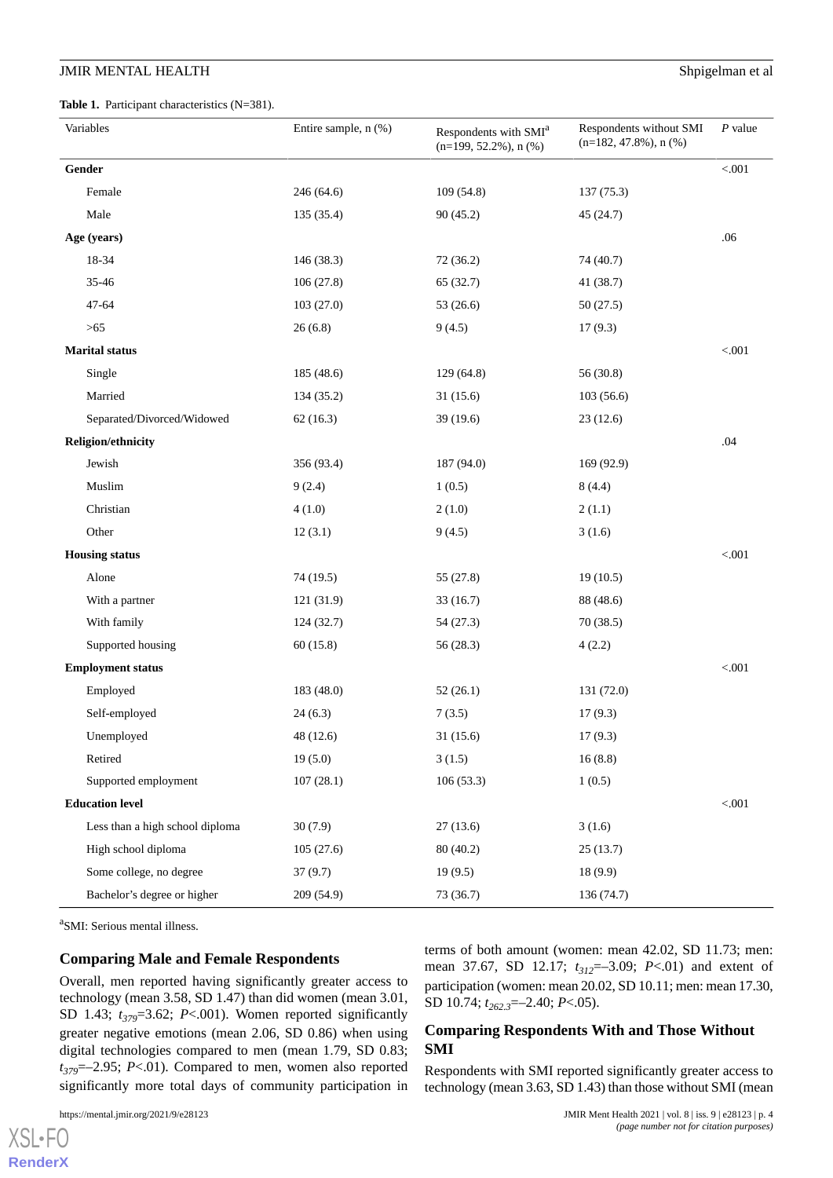**Table 1.** Participant characteristics (N=381).

| Variables | Entire sample, n (%) | Respondents with SMI[a] (n=199, 52.2%), n (%) | Respondents without SMI (n=182, 47.8%), n (%) | *P* value |
|---|---|---|---|---|
| **Gender** | | | | <.001 |
| Female | 246 (64.6) | 109 (54.8) | 137 (75.3) | |
| Male | 135 (35.4) | 90 (45.2) | 45 (24.7) | |
| **Age (years)** | | | | .06 |
| 18-34 | 146 (38.3) | 72 (36.2) | 74 (40.7) | |
| 35-46 | 106 (27.8) | 65 (32.7) | 41 (38.7) | |
| 47-64 | 103 (27.0) | 53 (26.6) | 50 (27.5) | |
| >65 | 26 (6.8) | 9 (4.5) | 17 (9.3) | |
| **Marital status** | | | | <.001 |
| Single | 185 (48.6) | 129 (64.8) | 56 (30.8) | |
| Married | 134 (35.2) | 31 (15.6) | 103 (56.6) | |
| Separated/Divorced/Widowed | 62 (16.3) | 39 (19.6) | 23 (12.6) | |
| **Religion/ethnicity** | | | | .04 |
| Jewish | 356 (93.4) | 187 (94.0) | 169 (92.9) | |
| Muslim | 9 (2.4) | 1 (0.5) | 8 (4.4) | |
| Christian | 4 (1.0) | 2 (1.0) | 2 (1.1) | |
| Other | 12 (3.1) | 9 (4.5) | 3 (1.6) | |
| **Housing status** | | | | <.001 |
| Alone | 74 (19.5) | 55 (27.8) | 19 (10.5) | |
| With a partner | 121 (31.9) | 33 (16.7) | 88 (48.6) | |
| With family | 124 (32.7) | 54 (27.3) | 70 (38.5) | |
| Supported housing | 60 (15.8) | 56 (28.3) | 4 (2.2) | |
| **Employment status** | | | | <.001 |
| Employed | 183 (48.0) | 52 (26.1) | 131 (72.0) | |
| Self-employed | 24 (6.3) | 7 (3.5) | 17 (9.3) | |
| Unemployed | 48 (12.6) | 31 (15.6) | 17 (9.3) | |
| Retired | 19 (5.0) | 3 (1.5) | 16 (8.8) | |
| Supported employment | 107 (28.1) | 106 (53.3) | 1 (0.5) | |
| **Education level** | | | | <.001 |
| Less than a high school diploma | 30 (7.9) | 27 (13.6) | 3 (1.6) | |
| High school diploma | 105 (27.6) | 80 (40.2) | 25 (13.7) | |
| Some college, no degree | 37 (9.7) | 19 (9.5) | 18 (9.9) | |
| Bachelor's degree or higher | 209 (54.9) | 73 (36.7) | 136 (74.7) | |

[a]SMI: Serious mental illness.

## Comparing Male and Female Respondents

Overall, men reported having significantly greater access to technology (mean 3.58, SD 1.47) than did women (mean 3.01, SD 1.43; $t_{379}$=3.62; *P*<.001). Women reported significantly greater negative emotions (mean 2.06, SD 0.86) when using digital technologies compared to men (mean 1.79, SD 0.83; $t_{379}$=–2.95; *P*<.01). Compared to men, women also reported significantly more total days of community participation in terms of both amount (women: mean 42.02, SD 11.73; men: mean 37.67, SD 12.17; $t_{312}$=–3.09; *P*<.01) and extent of participation (women: mean 20.02, SD 10.11; men: mean 17.30, SD 10.74; $t_{262.3}$=–2.40; *P*<.05).

## Comparing Respondents With and Those Without SMI

Respondents with SMI reported significantly greater access to technology (mean 3.63, SD 1.43) than those without SMI (mean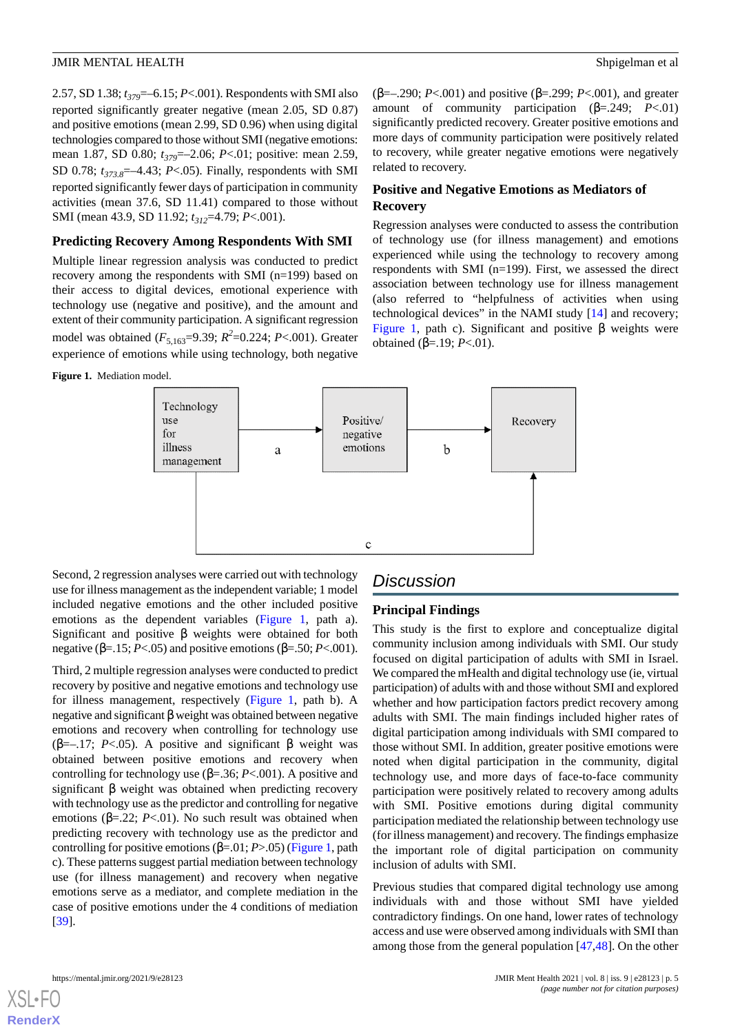2.57, SD 1.38; $t_{379}$=–6.15; *P*<.001). Respondents with SMI also reported significantly greater negative (mean 2.05, SD 0.87) and positive emotions (mean 2.99, SD 0.96) when using digital technologies compared to those without SMI (negative emotions: mean 1.87, SD 0.80; $t_{379}$=–2.06; *P*<.01; positive: mean 2.59, SD 0.78; $t_{373.8}$=–4.43; *P*<.05). Finally, respondents with SMI reported significantly fewer days of participation in community activities (mean 37.6, SD 11.41) compared to those without SMI (mean 43.9, SD 11.92; $t_{312}$=4.79; *P*<.001).

### Predicting Recovery Among Respondents With SMI

Multiple linear regression analysis was conducted to predict recovery among the respondents with SMI (n=199) based on their access to digital devices, emotional experience with technology use (negative and positive), and the amount and extent of their community participation. A significant regression model was obtained ($F_{5,163}$=9.39; $R^2$=0.224; *P*<.001). Greater experience of emotions while using technology, both negative (β=–.290; *P*<.001) and positive (β=.299; *P*<.001), and greater amount of community participation (β=.249; *P*<.01) significantly predicted recovery. Greater positive emotions and more days of community participation were positively related to recovery, while greater negative emotions were negatively related to recovery.

### Positive and Negative Emotions as Mediators of Recovery

Regression analyses were conducted to assess the contribution of technology use (for illness management) and emotions experienced while using the technology to recovery among respondents with SMI (n=199). First, we assessed the direct association between technology use for illness management (also referred to "helpfulness of activities when using technological devices" in the NAMI study [14] and recovery; Figure 1, path c). Significant and positive β weights were obtained (β=.19; *P*<.01).

**Figure 1.** Mediation model.

Second, 2 regression analyses were carried out with technology use for illness management as the independent variable; 1 model included negative emotions and the other included positive emotions as the dependent variables (Figure 1, path a). Significant and positive β weights were obtained for both negative (β=.15; *P*<.05) and positive emotions (β=.50; *P*<.001).

Third, 2 multiple regression analyses were conducted to predict recovery by positive and negative emotions and technology use for illness management, respectively (Figure 1, path b). A negative and significant β weight was obtained between negative emotions and recovery when controlling for technology use (β=–.17; *P*<.05). A positive and significant β weight was obtained between positive emotions and recovery when controlling for technology use (β=.36; *P*<.001). A positive and significant β weight was obtained when predicting recovery with technology use as the predictor and controlling for negative emotions (β=.22; *P*<.01). No such result was obtained when predicting recovery with technology use as the predictor and controlling for positive emotions (β=.01; *P*>.05) (Figure 1, path c). These patterns suggest partial mediation between technology use (for illness management) and recovery when negative emotions serve as a mediator, and complete mediation in the case of positive emotions under the 4 conditions of mediation [39].

## Discussion

### Principal Findings

This study is the first to explore and conceptualize digital community inclusion among individuals with SMI. Our study focused on digital participation of adults with SMI in Israel. We compared the mHealth and digital technology use (ie, virtual participation) of adults with and those without SMI and explored whether and how participation factors predict recovery among adults with SMI. The main findings included higher rates of digital participation among individuals with SMI compared to those without SMI. In addition, greater positive emotions were noted when digital participation in the community, digital technology use, and more days of face-to-face community participation were positively related to recovery among adults with SMI. Positive emotions during digital community participation mediated the relationship between technology use (for illness management) and recovery. The findings emphasize the important role of digital participation on community inclusion of adults with SMI.

Previous studies that compared digital technology use among individuals with and those without SMI have yielded contradictory findings. On one hand, lower rates of technology access and use were observed among individuals with SMI than among those from the general population [47,48]. On the other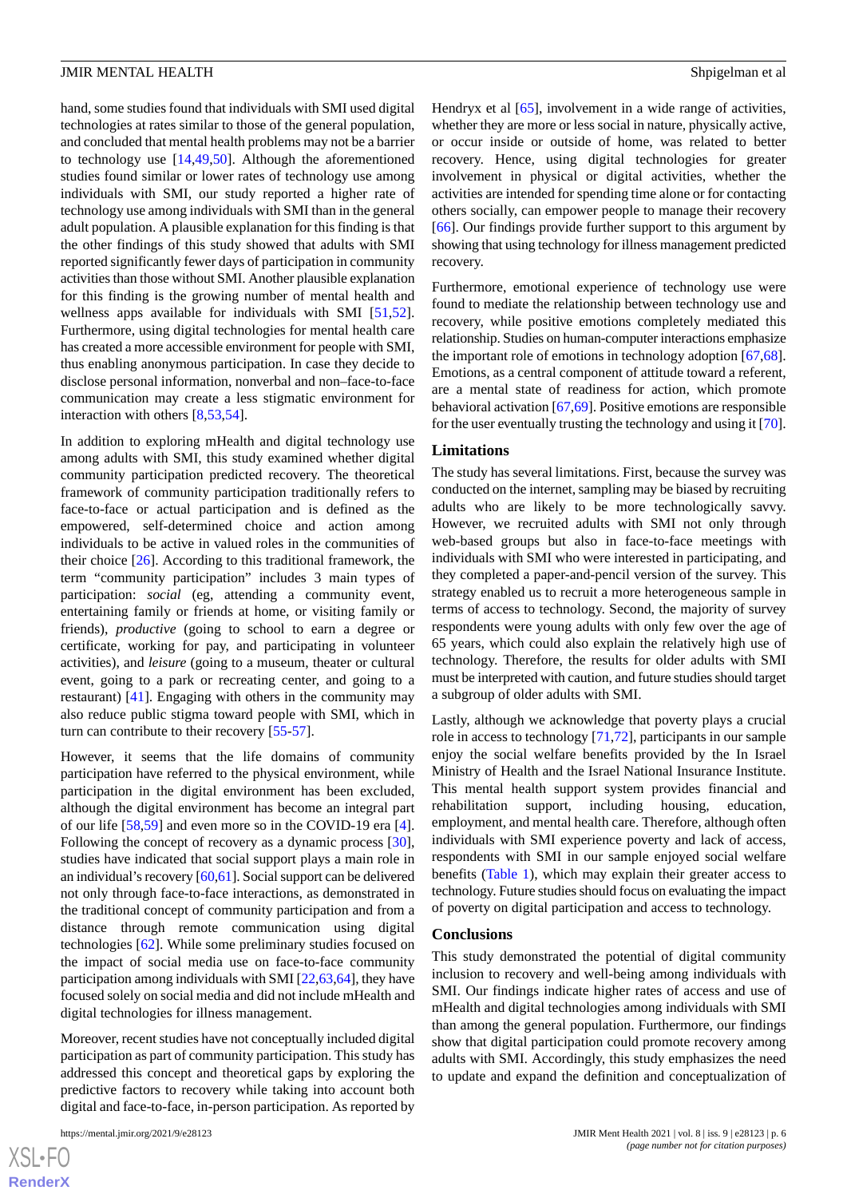hand, some studies found that individuals with SMI used digital technologies at rates similar to those of the general population, and concluded that mental health problems may not be a barrier to technology use [14,49,50]. Although the aforementioned studies found similar or lower rates of technology use among individuals with SMI, our study reported a higher rate of technology use among individuals with SMI than in the general adult population. A plausible explanation for this finding is that the other findings of this study showed that adults with SMI reported significantly fewer days of participation in community activities than those without SMI. Another plausible explanation for this finding is the growing number of mental health and wellness apps available for individuals with SMI [51,52]. Furthermore, using digital technologies for mental health care has created a more accessible environment for people with SMI, thus enabling anonymous participation. In case they decide to disclose personal information, nonverbal and non–face-to-face communication may create a less stigmatic environment for interaction with others [8,53,54].

In addition to exploring mHealth and digital technology use among adults with SMI, this study examined whether digital community participation predicted recovery. The theoretical framework of community participation traditionally refers to face-to-face or actual participation and is defined as the empowered, self-determined choice and action among individuals to be active in valued roles in the communities of their choice [26]. According to this traditional framework, the term "community participation" includes 3 main types of participation: *social* (eg, attending a community event, entertaining family or friends at home, or visiting family or friends), *productive* (going to school to earn a degree or certificate, working for pay, and participating in volunteer activities), and *leisure* (going to a museum, theater or cultural event, going to a park or recreating center, and going to a restaurant) [41]. Engaging with others in the community may also reduce public stigma toward people with SMI, which in turn can contribute to their recovery [55-57].

However, it seems that the life domains of community participation have referred to the physical environment, while participation in the digital environment has been excluded, although the digital environment has become an integral part of our life [58,59] and even more so in the COVID-19 era [4]. Following the concept of recovery as a dynamic process [30], studies have indicated that social support plays a main role in an individual's recovery [60,61]. Social support can be delivered not only through face-to-face interactions, as demonstrated in the traditional concept of community participation and from a distance through remote communication using digital technologies [62]. While some preliminary studies focused on the impact of social media use on face-to-face community participation among individuals with SMI [22,63,64], they have focused solely on social media and did not include mHealth and digital technologies for illness management.

Moreover, recent studies have not conceptually included digital participation as part of community participation. This study has addressed this concept and theoretical gaps by exploring the predictive factors to recovery while taking into account both digital and face-to-face, in-person participation. As reported by Hendryx et al [65], involvement in a wide range of activities, whether they are more or less social in nature, physically active, or occur inside or outside of home, was related to better recovery. Hence, using digital technologies for greater involvement in physical or digital activities, whether the activities are intended for spending time alone or for contacting others socially, can empower people to manage their recovery [66]. Our findings provide further support to this argument by showing that using technology for illness management predicted recovery.

Furthermore, emotional experience of technology use were found to mediate the relationship between technology use and recovery, while positive emotions completely mediated this relationship. Studies on human-computer interactions emphasize the important role of emotions in technology adoption [67,68]. Emotions, as a central component of attitude toward a referent, are a mental state of readiness for action, which promote behavioral activation [67,69]. Positive emotions are responsible for the user eventually trusting the technology and using it [70].

## Limitations

The study has several limitations. First, because the survey was conducted on the internet, sampling may be biased by recruiting adults who are likely to be more technologically savvy. However, we recruited adults with SMI not only through web-based groups but also in face-to-face meetings with individuals with SMI who were interested in participating, and they completed a paper-and-pencil version of the survey. This strategy enabled us to recruit a more heterogeneous sample in terms of access to technology. Second, the majority of survey respondents were young adults with only few over the age of 65 years, which could also explain the relatively high use of technology. Therefore, the results for older adults with SMI must be interpreted with caution, and future studies should target a subgroup of older adults with SMI.

Lastly, although we acknowledge that poverty plays a crucial role in access to technology [71,72], participants in our sample enjoy the social welfare benefits provided by the In Israel Ministry of Health and the Israel National Insurance Institute. This mental health support system provides financial and rehabilitation support, including housing, education, employment, and mental health care. Therefore, although often individuals with SMI experience poverty and lack of access, respondents with SMI in our sample enjoyed social welfare benefits (Table 1), which may explain their greater access to technology. Future studies should focus on evaluating the impact of poverty on digital participation and access to technology.

## Conclusions

This study demonstrated the potential of digital community inclusion to recovery and well-being among individuals with SMI. Our findings indicate higher rates of access and use of mHealth and digital technologies among individuals with SMI than among the general population. Furthermore, our findings show that digital participation could promote recovery among adults with SMI. Accordingly, this study emphasizes the need to update and expand the definition and conceptualization of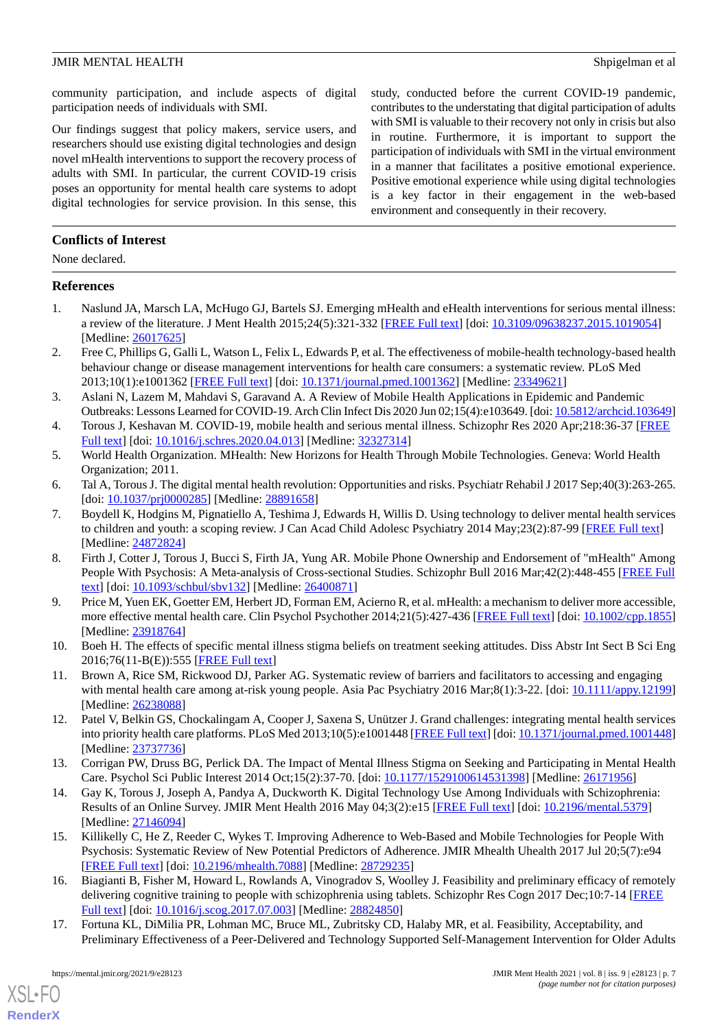community participation, and include aspects of digital participation needs of individuals with SMI.

Our findings suggest that policy makers, service users, and researchers should use existing digital technologies and design novel mHealth interventions to support the recovery process of adults with SMI. In particular, the current COVID-19 crisis poses an opportunity for mental health care systems to adopt digital technologies for service provision. In this sense, this study, conducted before the current COVID-19 pandemic, contributes to the understating that digital participation of adults with SMI is valuable to their recovery not only in crisis but also in routine. Furthermore, it is important to support the participation of individuals with SMI in the virtual environment in a manner that facilitates a positive emotional experience. Positive emotional experience while using digital technologies is a key factor in their engagement in the web-based environment and consequently in their recovery.

## Conflicts of Interest

None declared.

## References

1. Naslund JA, Marsch LA, McHugo GJ, Bartels SJ. Emerging mHealth and eHealth interventions for serious mental illness: a review of the literature. J Ment Health 2015;24(5):321-332 [FREE Full text] [doi: 10.3109/09638237.2015.1019054] [Medline: 26017625]
2. Free C, Phillips G, Galli L, Watson L, Felix L, Edwards P, et al. The effectiveness of mobile-health technology-based health behaviour change or disease management interventions for health care consumers: a systematic review. PLoS Med 2013;10(1):e1001362 [FREE Full text] [doi: 10.1371/journal.pmed.1001362] [Medline: 23349621]
3. Aslani N, Lazem M, Mahdavi S, Garavand A. A Review of Mobile Health Applications in Epidemic and Pandemic Outbreaks: Lessons Learned for COVID-19. Arch Clin Infect Dis 2020 Jun 02;15(4):e103649. [doi: 10.5812/archcid.103649]
4. Torous J, Keshavan M. COVID-19, mobile health and serious mental illness. Schizophr Res 2020 Apr;218:36-37 [FREE Full text] [doi: 10.1016/j.schres.2020.04.013] [Medline: 32327314]
5. World Health Organization. MHealth: New Horizons for Health Through Mobile Technologies. Geneva: World Health Organization; 2011.
6. Tal A, Torous J. The digital mental health revolution: Opportunities and risks. Psychiatr Rehabil J 2017 Sep;40(3):263-265. [doi: 10.1037/prj0000285] [Medline: 28891658]
7. Boydell K, Hodgins M, Pignatiello A, Teshima J, Edwards H, Willis D. Using technology to deliver mental health services to children and youth: a scoping review. J Can Acad Child Adolesc Psychiatry 2014 May;23(2):87-99 [FREE Full text] [Medline: 24872824]
8. Firth J, Cotter J, Torous J, Bucci S, Firth JA, Yung AR. Mobile Phone Ownership and Endorsement of "mHealth" Among People With Psychosis: A Meta-analysis of Cross-sectional Studies. Schizophr Bull 2016 Mar;42(2):448-455 [FREE Full text] [doi: 10.1093/schbul/sbv132] [Medline: 26400871]
9. Price M, Yuen EK, Goetter EM, Herbert JD, Forman EM, Acierno R, et al. mHealth: a mechanism to deliver more accessible, more effective mental health care. Clin Psychol Psychother 2014;21(5):427-436 [FREE Full text] [doi: 10.1002/cpp.1855] [Medline: 23918764]
10. Boeh H. The effects of specific mental illness stigma beliefs on treatment seeking attitudes. Diss Abstr Int Sect B Sci Eng 2016;76(11-B(E)):555 [FREE Full text]
11. Brown A, Rice SM, Rickwood DJ, Parker AG. Systematic review of barriers and facilitators to accessing and engaging with mental health care among at-risk young people. Asia Pac Psychiatry 2016 Mar;8(1):3-22. [doi: 10.1111/appy.12199] [Medline: 26238088]
12. Patel V, Belkin GS, Chockalingam A, Cooper J, Saxena S, Unützer J. Grand challenges: integrating mental health services into priority health care platforms. PLoS Med 2013;10(5):e1001448 [FREE Full text] [doi: 10.1371/journal.pmed.1001448] [Medline: 23737736]
13. Corrigan PW, Druss BG, Perlick DA. The Impact of Mental Illness Stigma on Seeking and Participating in Mental Health Care. Psychol Sci Public Interest 2014 Oct;15(2):37-70. [doi: 10.1177/1529100614531398] [Medline: 26171956]
14. Gay K, Torous J, Joseph A, Pandya A, Duckworth K. Digital Technology Use Among Individuals with Schizophrenia: Results of an Online Survey. JMIR Ment Health 2016 May 04;3(2):e15 [FREE Full text] [doi: 10.2196/mental.5379] [Medline: 27146094]
15. Killikelly C, He Z, Reeder C, Wykes T. Improving Adherence to Web-Based and Mobile Technologies for People With Psychosis: Systematic Review of New Potential Predictors of Adherence. JMIR Mhealth Uhealth 2017 Jul 20;5(7):e94 [FREE Full text] [doi: 10.2196/mhealth.7088] [Medline: 28729235]
16. Biagianti B, Fisher M, Howard L, Rowlands A, Vinogradov S, Woolley J. Feasibility and preliminary efficacy of remotely delivering cognitive training to people with schizophrenia using tablets. Schizophr Res Cogn 2017 Dec;10:7-14 [FREE Full text] [doi: 10.1016/j.scog.2017.07.003] [Medline: 28824850]
17. Fortuna KL, DiMilia PR, Lohman MC, Bruce ML, Zubritsky CD, Halaby MR, et al. Feasibility, Acceptability, and Preliminary Effectiveness of a Peer-Delivered and Technology Supported Self-Management Intervention for Older Adults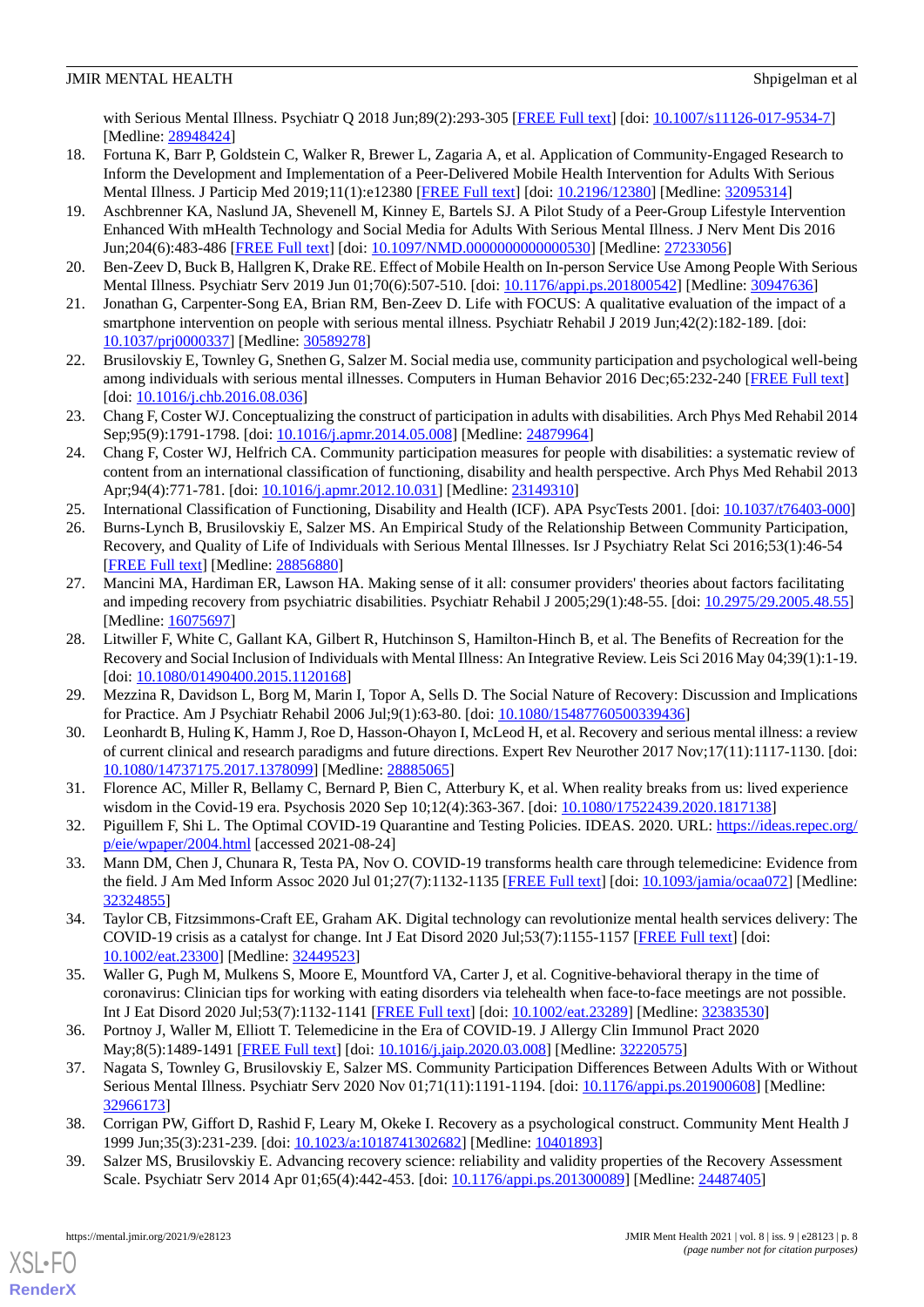with Serious Mental Illness. Psychiatr Q 2018 Jun;89(2):293-305 [FREE Full text] [doi: 10.1007/s11126-017-9534-7] [Medline: 28948424]

18. Fortuna K, Barr P, Goldstein C, Walker R, Brewer L, Zagaria A, et al. Application of Community-Engaged Research to Inform the Development and Implementation of a Peer-Delivered Mobile Health Intervention for Adults With Serious Mental Illness. J Particip Med 2019;11(1):e12380 [FREE Full text] [doi: 10.2196/12380] [Medline: 32095314]
19. Aschbrenner KA, Naslund JA, Shevenell M, Kinney E, Bartels SJ. A Pilot Study of a Peer-Group Lifestyle Intervention Enhanced With mHealth Technology and Social Media for Adults With Serious Mental Illness. J Nerv Ment Dis 2016 Jun;204(6):483-486 [FREE Full text] [doi: 10.1097/NMD.0000000000000530] [Medline: 27233056]
20. Ben-Zeev D, Buck B, Hallgren K, Drake RE. Effect of Mobile Health on In-person Service Use Among People With Serious Mental Illness. Psychiatr Serv 2019 Jun 01;70(6):507-510. [doi: 10.1176/appi.ps.201800542] [Medline: 30947636]
21. Jonathan G, Carpenter-Song EA, Brian RM, Ben-Zeev D. Life with FOCUS: A qualitative evaluation of the impact of a smartphone intervention on people with serious mental illness. Psychiatr Rehabil J 2019 Jun;42(2):182-189. [doi: 10.1037/prj0000337] [Medline: 30589278]
22. Brusilovskiy E, Townley G, Snethen G, Salzer M. Social media use, community participation and psychological well-being among individuals with serious mental illnesses. Computers in Human Behavior 2016 Dec;65:232-240 [FREE Full text] [doi: 10.1016/j.chb.2016.08.036]
23. Chang F, Coster WJ. Conceptualizing the construct of participation in adults with disabilities. Arch Phys Med Rehabil 2014 Sep;95(9):1791-1798. [doi: 10.1016/j.apmr.2014.05.008] [Medline: 24879964]
24. Chang F, Coster WJ, Helfrich CA. Community participation measures for people with disabilities: a systematic review of content from an international classification of functioning, disability and health perspective. Arch Phys Med Rehabil 2013 Apr;94(4):771-781. [doi: 10.1016/j.apmr.2012.10.031] [Medline: 23149310]
25. International Classification of Functioning, Disability and Health (ICF). APA PsycTests 2001. [doi: 10.1037/t76403-000]
26. Burns-Lynch B, Brusilovskiy E, Salzer MS. An Empirical Study of the Relationship Between Community Participation, Recovery, and Quality of Life of Individuals with Serious Mental Illnesses. Isr J Psychiatry Relat Sci 2016;53(1):46-54 [FREE Full text] [Medline: 28856880]
27. Mancini MA, Hardiman ER, Lawson HA. Making sense of it all: consumer providers' theories about factors facilitating and impeding recovery from psychiatric disabilities. Psychiatr Rehabil J 2005;29(1):48-55. [doi: 10.2975/29.2005.48.55] [Medline: 16075697]
28. Litwiller F, White C, Gallant KA, Gilbert R, Hutchinson S, Hamilton-Hinch B, et al. The Benefits of Recreation for the Recovery and Social Inclusion of Individuals with Mental Illness: An Integrative Review. Leis Sci 2016 May 04;39(1):1-19. [doi: 10.1080/01490400.2015.1120168]
29. Mezzina R, Davidson L, Borg M, Marin I, Topor A, Sells D. The Social Nature of Recovery: Discussion and Implications for Practice. Am J Psychiatr Rehabil 2006 Jul;9(1):63-80. [doi: 10.1080/15487760500339436]
30. Leonhardt B, Huling K, Hamm J, Roe D, Hasson-Ohayon I, McLeod H, et al. Recovery and serious mental illness: a review of current clinical and research paradigms and future directions. Expert Rev Neurother 2017 Nov;17(11):1117-1130. [doi: 10.1080/14737175.2017.1378099] [Medline: 28885065]
31. Florence AC, Miller R, Bellamy C, Bernard P, Bien C, Atterbury K, et al. When reality breaks from us: lived experience wisdom in the Covid-19 era. Psychosis 2020 Sep 10;12(4):363-367. [doi: 10.1080/17522439.2020.1817138]
32. Piguillem F, Shi L. The Optimal COVID-19 Quarantine and Testing Policies. IDEAS. 2020. URL: https://ideas.repec.org/p/eie/wpaper/2004.html [accessed 2021-08-24]
33. Mann DM, Chen J, Chunara R, Testa PA, Nov O. COVID-19 transforms health care through telemedicine: Evidence from the field. J Am Med Inform Assoc 2020 Jul 01;27(7):1132-1135 [FREE Full text] [doi: 10.1093/jamia/ocaa072] [Medline: 32324855]
34. Taylor CB, Fitzsimmons-Craft EE, Graham AK. Digital technology can revolutionize mental health services delivery: The COVID-19 crisis as a catalyst for change. Int J Eat Disord 2020 Jul;53(7):1155-1157 [FREE Full text] [doi: 10.1002/eat.23300] [Medline: 32449523]
35. Waller G, Pugh M, Mulkens S, Moore E, Mountford VA, Carter J, et al. Cognitive-behavioral therapy in the time of coronavirus: Clinician tips for working with eating disorders via telehealth when face-to-face meetings are not possible. Int J Eat Disord 2020 Jul;53(7):1132-1141 [FREE Full text] [doi: 10.1002/eat.23289] [Medline: 32383530]
36. Portnoy J, Waller M, Elliott T. Telemedicine in the Era of COVID-19. J Allergy Clin Immunol Pract 2020 May;8(5):1489-1491 [FREE Full text] [doi: 10.1016/j.jaip.2020.03.008] [Medline: 32220575]
37. Nagata S, Townley G, Brusilovskiy E, Salzer MS. Community Participation Differences Between Adults With or Without Serious Mental Illness. Psychiatr Serv 2020 Nov 01;71(11):1191-1194. [doi: 10.1176/appi.ps.201900608] [Medline: 32966173]
38. Corrigan PW, Giffort D, Rashid F, Leary M, Okeke I. Recovery as a psychological construct. Community Ment Health J 1999 Jun;35(3):231-239. [doi: 10.1023/a:1018741302682] [Medline: 10401893]
39. Salzer MS, Brusilovskiy E. Advancing recovery science: reliability and validity properties of the Recovery Assessment Scale. Psychiatr Serv 2014 Apr 01;65(4):442-453. [doi: 10.1176/appi.ps.201300089] [Medline: 24487405]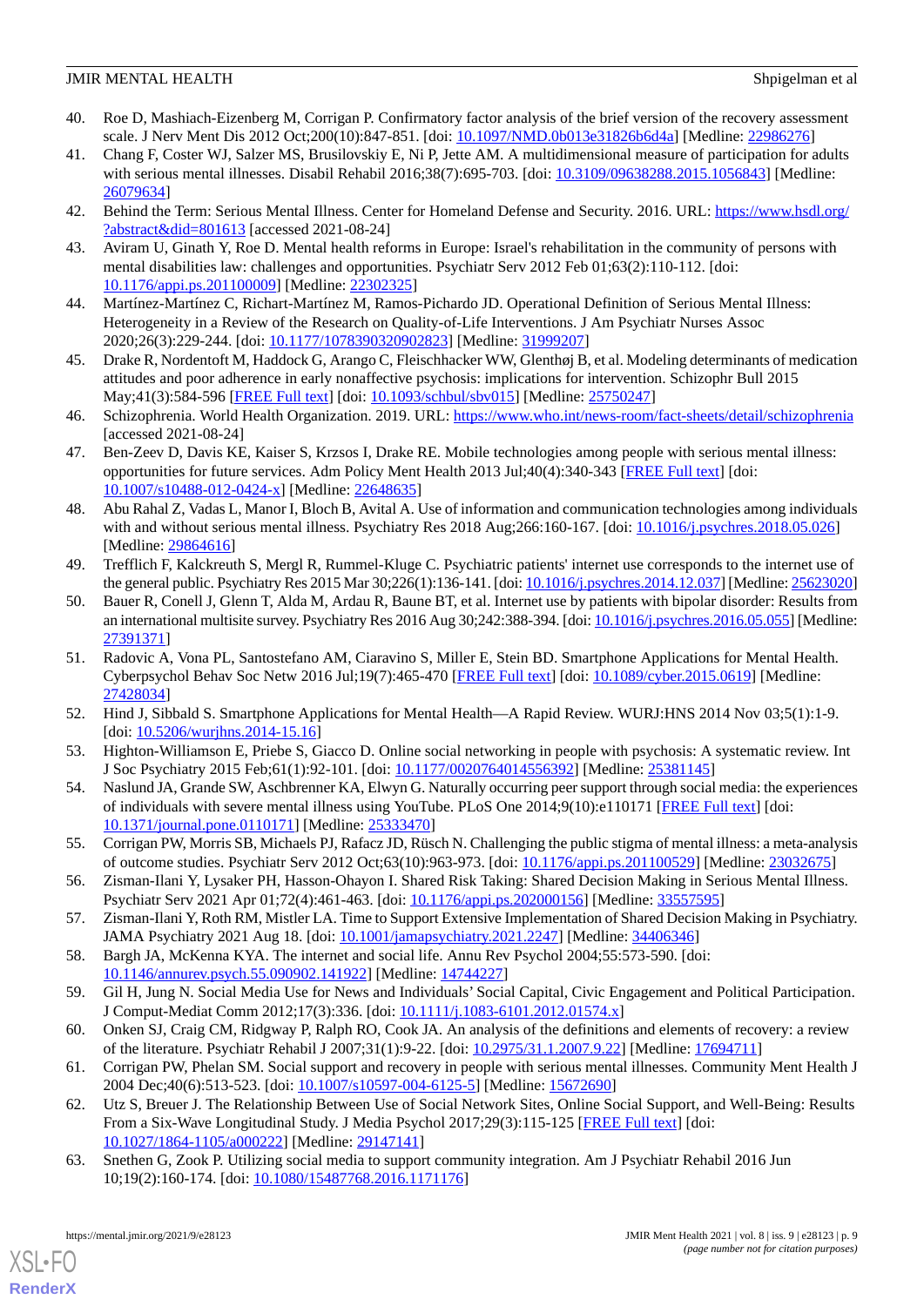40. Roe D, Mashiach-Eizenberg M, Corrigan P. Confirmatory factor analysis of the brief version of the recovery assessment scale. J Nerv Ment Dis 2012 Oct;200(10):847-851. [doi: 10.1097/NMD.0b013e31826b6d4a] [Medline: 22986276]
41. Chang F, Coster WJ, Salzer MS, Brusilovskiy E, Ni P, Jette AM. A multidimensional measure of participation for adults with serious mental illnesses. Disabil Rehabil 2016;38(7):695-703. [doi: 10.3109/09638288.2015.1056843] [Medline: 26079634]
42. Behind the Term: Serious Mental Illness. Center for Homeland Defense and Security. 2016. URL: https://www.hsdl.org/?abstract&did=801613 [accessed 2021-08-24]
43. Aviram U, Ginath Y, Roe D. Mental health reforms in Europe: Israel's rehabilitation in the community of persons with mental disabilities law: challenges and opportunities. Psychiatr Serv 2012 Feb 01;63(2):110-112. [doi: 10.1176/appi.ps.201100009] [Medline: 22302325]
44. Martínez-Martínez C, Richart-Martínez M, Ramos-Pichardo JD. Operational Definition of Serious Mental Illness: Heterogeneity in a Review of the Research on Quality-of-Life Interventions. J Am Psychiatr Nurses Assoc 2020;26(3):229-244. [doi: 10.1177/1078390320902823] [Medline: 31999207]
45. Drake R, Nordentoft M, Haddock G, Arango C, Fleischhacker WW, Glenthøj B, et al. Modeling determinants of medication attitudes and poor adherence in early nonaffective psychosis: implications for intervention. Schizophr Bull 2015 May;41(3):584-596 [FREE Full text] [doi: 10.1093/schbul/sbv015] [Medline: 25750247]
46. Schizophrenia. World Health Organization. 2019. URL: https://www.who.int/news-room/fact-sheets/detail/schizophrenia [accessed 2021-08-24]
47. Ben-Zeev D, Davis KE, Kaiser S, Krzsos I, Drake RE. Mobile technologies among people with serious mental illness: opportunities for future services. Adm Policy Ment Health 2013 Jul;40(4):340-343 [FREE Full text] [doi: 10.1007/s10488-012-0424-x] [Medline: 22648635]
48. Abu Rahal Z, Vadas L, Manor I, Bloch B, Avital A. Use of information and communication technologies among individuals with and without serious mental illness. Psychiatry Res 2018 Aug;266:160-167. [doi: 10.1016/j.psychres.2018.05.026] [Medline: 29864616]
49. Trefflich F, Kalckreuth S, Mergl R, Rummel-Kluge C. Psychiatric patients' internet use corresponds to the internet use of the general public. Psychiatry Res 2015 Mar 30;226(1):136-141. [doi: 10.1016/j.psychres.2014.12.037] [Medline: 25623020]
50. Bauer R, Conell J, Glenn T, Alda M, Ardau R, Baune BT, et al. Internet use by patients with bipolar disorder: Results from an international multisite survey. Psychiatry Res 2016 Aug 30;242:388-394. [doi: 10.1016/j.psychres.2016.05.055] [Medline: 27391371]
51. Radovic A, Vona PL, Santostefano AM, Ciaravino S, Miller E, Stein BD. Smartphone Applications for Mental Health. Cyberpsychol Behav Soc Netw 2016 Jul;19(7):465-470 [FREE Full text] [doi: 10.1089/cyber.2015.0619] [Medline: 27428034]
52. Hind J, Sibbald S. Smartphone Applications for Mental Health—A Rapid Review. WURJ:HNS 2014 Nov 03;5(1):1-9. [doi: 10.5206/wurjhns.2014-15.16]
53. Highton-Williamson E, Priebe S, Giacco D. Online social networking in people with psychosis: A systematic review. Int J Soc Psychiatry 2015 Feb;61(1):92-101. [doi: 10.1177/0020764014556392] [Medline: 25381145]
54. Naslund JA, Grande SW, Aschbrenner KA, Elwyn G. Naturally occurring peer support through social media: the experiences of individuals with severe mental illness using YouTube. PLoS One 2014;9(10):e110171 [FREE Full text] [doi: 10.1371/journal.pone.0110171] [Medline: 25333470]
55. Corrigan PW, Morris SB, Michaels PJ, Rafacz JD, Rüsch N. Challenging the public stigma of mental illness: a meta-analysis of outcome studies. Psychiatr Serv 2012 Oct;63(10):963-973. [doi: 10.1176/appi.ps.201100529] [Medline: 23032675]
56. Zisman-Ilani Y, Lysaker PH, Hasson-Ohayon I. Shared Risk Taking: Shared Decision Making in Serious Mental Illness. Psychiatr Serv 2021 Apr 01;72(4):461-463. [doi: 10.1176/appi.ps.202000156] [Medline: 33557595]
57. Zisman-Ilani Y, Roth RM, Mistler LA. Time to Support Extensive Implementation of Shared Decision Making in Psychiatry. JAMA Psychiatry 2021 Aug 18. [doi: 10.1001/jamapsychiatry.2021.2247] [Medline: 34406346]
58. Bargh JA, McKenna KYA. The internet and social life. Annu Rev Psychol 2004;55:573-590. [doi: 10.1146/annurev.psych.55.090902.141922] [Medline: 14744227]
59. Gil H, Jung N. Social Media Use for News and Individuals' Social Capital, Civic Engagement and Political Participation. J Comput-Mediat Comm 2012;17(3):336. [doi: 10.1111/j.1083-6101.2012.01574.x]
60. Onken SJ, Craig CM, Ridgway P, Ralph RO, Cook JA. An analysis of the definitions and elements of recovery: a review of the literature. Psychiatr Rehabil J 2007;31(1):9-22. [doi: 10.2975/31.1.2007.9.22] [Medline: 17694711]
61. Corrigan PW, Phelan SM. Social support and recovery in people with serious mental illnesses. Community Ment Health J 2004 Dec;40(6):513-523. [doi: 10.1007/s10597-004-6125-5] [Medline: 15672690]
62. Utz S, Breuer J. The Relationship Between Use of Social Network Sites, Online Social Support, and Well-Being: Results From a Six-Wave Longitudinal Study. J Media Psychol 2017;29(3):115-125 [FREE Full text] [doi: 10.1027/1864-1105/a000222] [Medline: 29147141]
63. Snethen G, Zook P. Utilizing social media to support community integration. Am J Psychiatr Rehabil 2016 Jun 10;19(2):160-174. [doi: 10.1080/15487768.2016.1171176]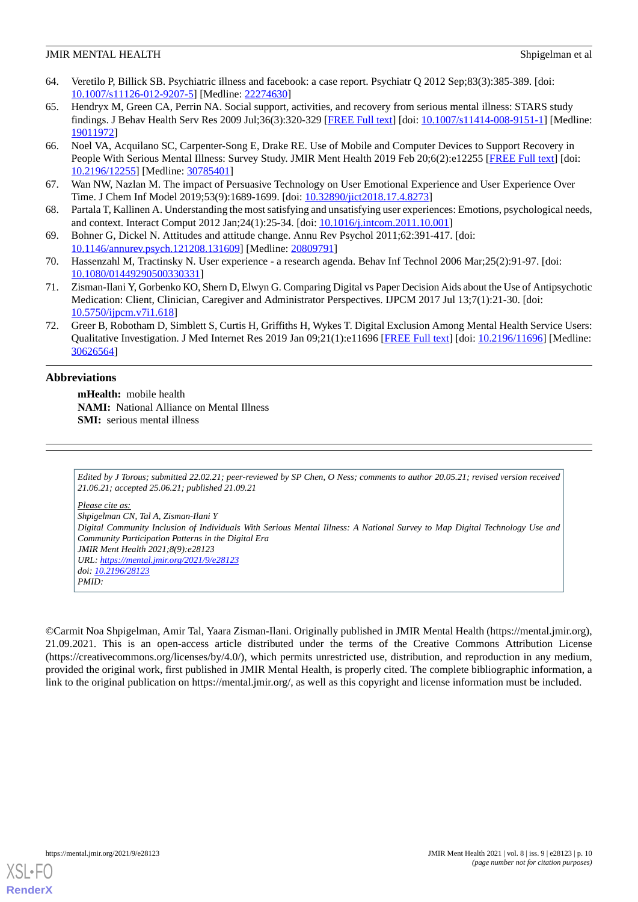64. Veretilo P, Billick SB. Psychiatric illness and facebook: a case report. Psychiatr Q 2012 Sep;83(3):385-389. [doi: 10.1007/s11126-012-9207-5] [Medline: 22274630]
65. Hendryx M, Green CA, Perrin NA. Social support, activities, and recovery from serious mental illness: STARS study findings. J Behav Health Serv Res 2009 Jul;36(3):320-329 [FREE Full text] [doi: 10.1007/s11414-008-9151-1] [Medline: 19011972]
66. Noel VA, Acquilano SC, Carpenter-Song E, Drake RE. Use of Mobile and Computer Devices to Support Recovery in People With Serious Mental Illness: Survey Study. JMIR Ment Health 2019 Feb 20;6(2):e12255 [FREE Full text] [doi: 10.2196/12255] [Medline: 30785401]
67. Wan NW, Nazlan M. The impact of Persuasive Technology on User Emotional Experience and User Experience Over Time. J Chem Inf Model 2019;53(9):1689-1699. [doi: 10.32890/jict2018.17.4.8273]
68. Partala T, Kallinen A. Understanding the most satisfying and unsatisfying user experiences: Emotions, psychological needs, and context. Interact Comput 2012 Jan;24(1):25-34. [doi: 10.1016/j.intcom.2011.10.001]
69. Bohner G, Dickel N. Attitudes and attitude change. Annu Rev Psychol 2011;62:391-417. [doi: 10.1146/annurev.psych.121208.131609] [Medline: 20809791]
70. Hassenzahl M, Tractinsky N. User experience - a research agenda. Behav Inf Technol 2006 Mar;25(2):91-97. [doi: 10.1080/01449290500330331]
71. Zisman-Ilani Y, Gorbenko KO, Shern D, Elwyn G. Comparing Digital vs Paper Decision Aids about the Use of Antipsychotic Medication: Client, Clinician, Caregiver and Administrator Perspectives. IJPCM 2017 Jul 13;7(1):21-30. [doi: 10.5750/ijpcm.v7i1.618]
72. Greer B, Robotham D, Simblett S, Curtis H, Griffiths H, Wykes T. Digital Exclusion Among Mental Health Service Users: Qualitative Investigation. J Med Internet Res 2019 Jan 09;21(1):e11696 [FREE Full text] [doi: 10.2196/11696] [Medline: 30626564]

## Abbreviations

**mHealth:** mobile health
**NAMI:** National Alliance on Mental Illness
**SMI:** serious mental illness

*Edited by J Torous; submitted 22.02.21; peer-reviewed by SP Chen, O Ness; comments to author 20.05.21; revised version received 21.06.21; accepted 25.06.21; published 21.09.21*

*Please cite as:*
*Shpigelman CN, Tal A, Zisman-Ilani Y*
*Digital Community Inclusion of Individuals With Serious Mental Illness: A National Survey to Map Digital Technology Use and Community Participation Patterns in the Digital Era*
*JMIR Ment Health 2021;8(9):e28123*
*URL: https://mental.jmir.org/2021/9/e28123*
*doi: 10.2196/28123*
*PMID:*

©Carmit Noa Shpigelman, Amir Tal, Yaara Zisman-Ilani. Originally published in JMIR Mental Health (https://mental.jmir.org), 21.09.2021. This is an open-access article distributed under the terms of the Creative Commons Attribution License (https://creativecommons.org/licenses/by/4.0/), which permits unrestricted use, distribution, and reproduction in any medium, provided the original work, first published in JMIR Mental Health, is properly cited. The complete bibliographic information, a link to the original publication on https://mental.jmir.org/, as well as this copyright and license information must be included.